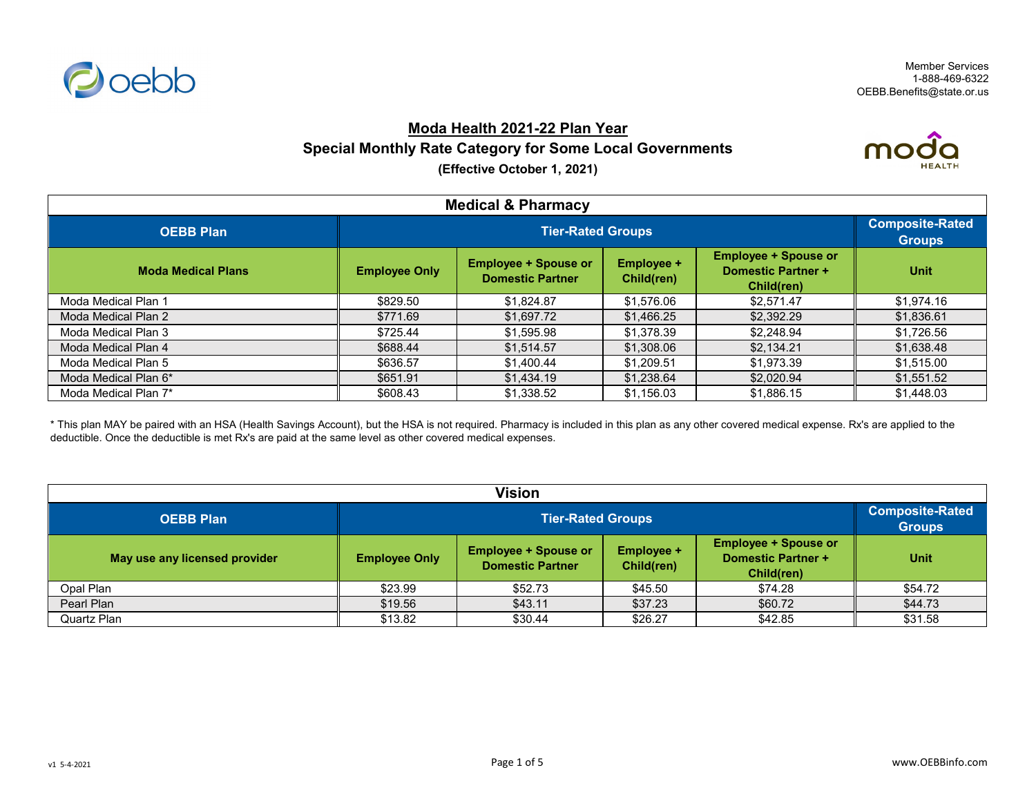Member Services
1-888-469-6322
OEBB.Benefits@state.or.us

## Moda Health 2021-22 Plan Year

### Special Monthly Rate Category for Some Local Governments

**(Effective October 1, 2021)**

**Medical & Pharmacy**

| OEBB Plan | Tier-Rated Groups | | | | Composite-Rated Groups |
|---|---|---|---|---|---|
| **Moda Medical Plans** | **Employee Only** | **Employee + Spouse or Domestic Partner** | **Employee + Child(ren)** | **Employee + Spouse or Domestic Partner + Child(ren)** | **Unit** |
| Moda Medical Plan 1 | $829.50 | $1,824.87 | $1,576.06 | $2,571.47 | $1,974.16 |
| Moda Medical Plan 2 | $771.69 | $1,697.72 | $1,466.25 | $2,392.29 | $1,836.61 |
| Moda Medical Plan 3 | $725.44 | $1,595.98 | $1,378.39 | $2,248.94 | $1,726.56 |
| Moda Medical Plan 4 | $688.44 | $1,514.57 | $1,308.06 | $2,134.21 | $1,638.48 |
| Moda Medical Plan 5 | $636.57 | $1,400.44 | $1,209.51 | $1,973.39 | $1,515.00 |
| Moda Medical Plan 6* | $651.91 | $1,434.19 | $1,238.64 | $2,020.94 | $1,551.52 |
| Moda Medical Plan 7* | $608.43 | $1,338.52 | $1,156.03 | $1,886.15 | $1,448.03 |

* This plan MAY be paired with an HSA (Health Savings Account), but the HSA is not required. Pharmacy is included in this plan as any other covered medical expense. Rx's are applied to the deductible. Once the deductible is met Rx's are paid at the same level as other covered medical expenses.

**Vision**

| OEBB Plan | Tier-Rated Groups | | | | Composite-Rated Groups |
|---|---|---|---|---|---|
| **May use any licensed provider** | **Employee Only** | **Employee + Spouse or Domestic Partner** | **Employee + Child(ren)** | **Employee + Spouse or Domestic Partner + Child(ren)** | **Unit** |
| Opal Plan | $23.99 | $52.73 | $45.50 | $74.28 | $54.72 |
| Pearl Plan | $19.56 | $43.11 | $37.23 | $60.72 | $44.73 |
| Quartz Plan | $13.82 | $30.44 | $26.27 | $42.85 | $31.58 |

v1 5-4-2021

www.OEBBinfo.com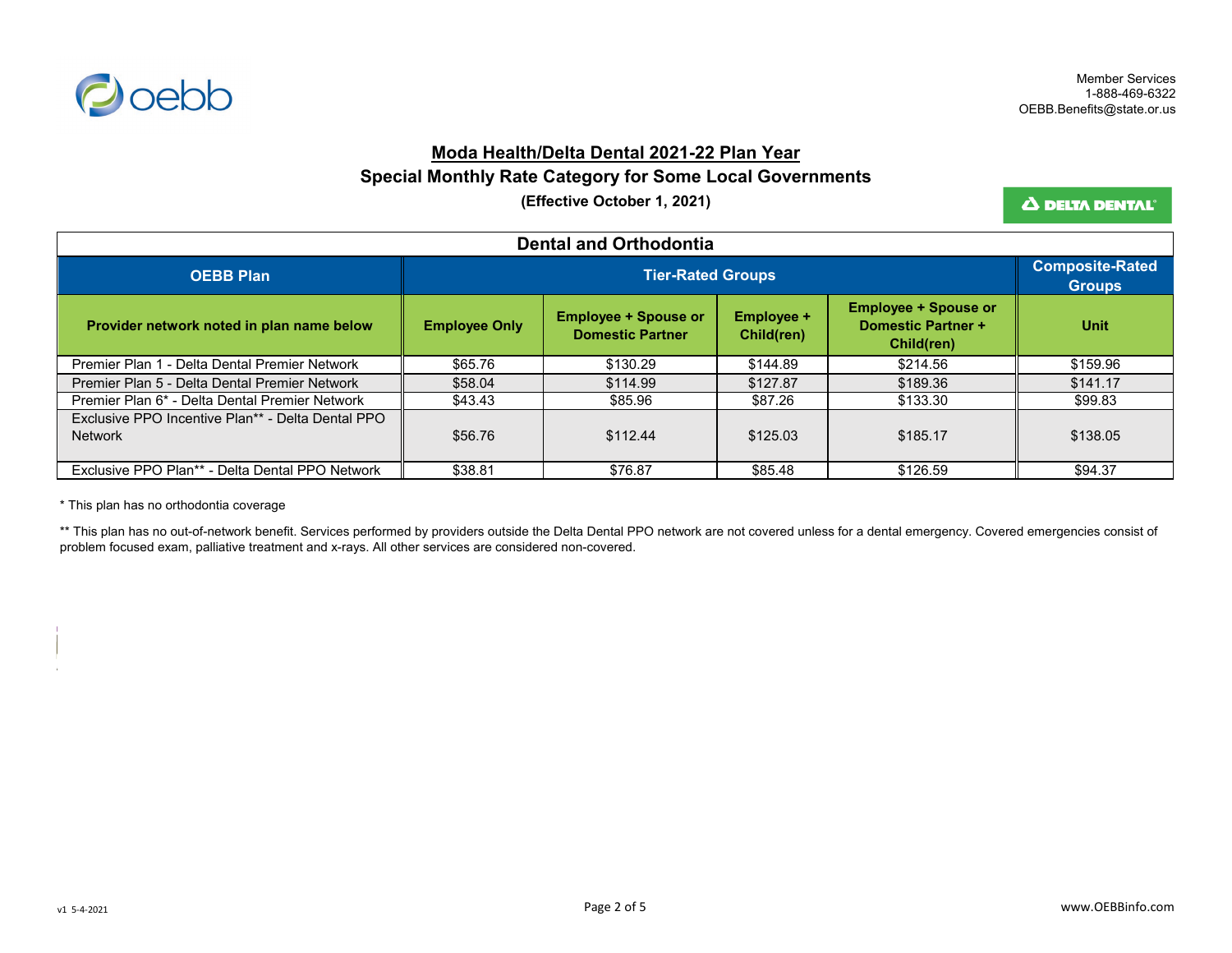Member Services
1-888-469-6322
OEBB.Benefits@state.or.us

# Moda Health/Delta Dental 2021-22 Plan Year

## Special Monthly Rate Category for Some Local Governments

**(Effective October 1, 2021)**

### Dental and Orthodontia

| OEBB Plan | Tier-Rated Groups | | | | Composite-Rated Groups |
|---|---|---|---|---|---|
| **Provider network noted in plan name below** | **Employee Only** | **Employee + Spouse or Domestic Partner** | **Employee + Child(ren)** | **Employee + Spouse or Domestic Partner + Child(ren)** | **Unit** |
| Premier Plan 1 - Delta Dental Premier Network | $65.76 | $130.29 | $144.89 | $214.56 | $159.96 |
| Premier Plan 5 - Delta Dental Premier Network | $58.04 | $114.99 | $127.87 | $189.36 | $141.17 |
| Premier Plan 6* - Delta Dental Premier Network | $43.43 | $85.96 | $87.26 | $133.30 | $99.83 |
| Exclusive PPO Incentive Plan** - Delta Dental PPO Network | $56.76 | $112.44 | $125.03 | $185.17 | $138.05 |
| Exclusive PPO Plan** - Delta Dental PPO Network | $38.81 | $76.87 | $85.48 | $126.59 | $94.37 |

* This plan has no orthodontia coverage

** This plan has no out-of-network benefit. Services performed by providers outside the Delta Dental PPO network are not covered unless for a dental emergency. Covered emergencies consist of problem focused exam, palliative treatment and x-rays. All other services are considered non-covered.

v1 5-4-2021

www.OEBBinfo.com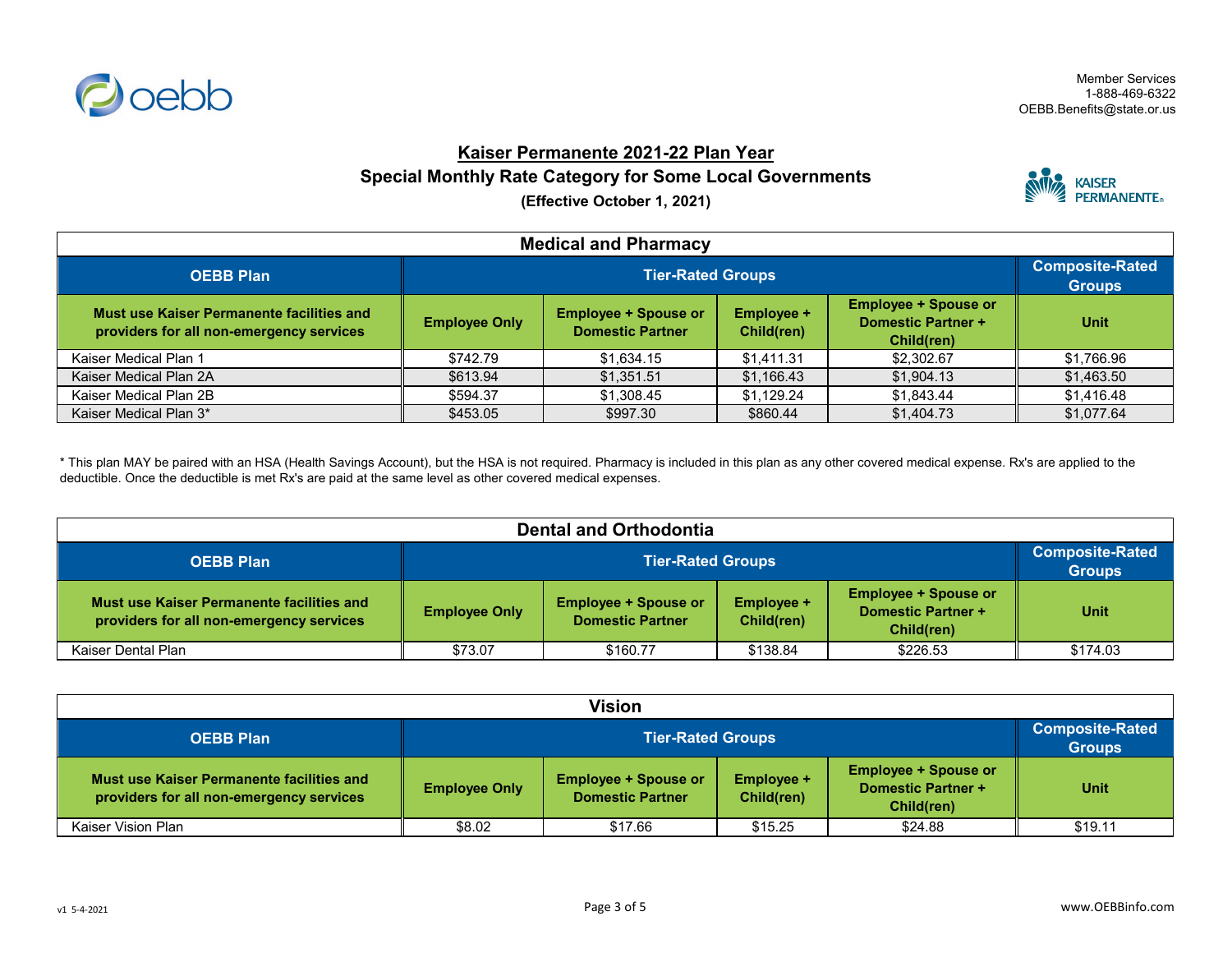Member Services
1-888-469-6322
OEBB.Benefits@state.or.us

# Kaiser Permanente 2021-22 Plan Year

## Special Monthly Rate Category for Some Local Governments

**(Effective October 1, 2021)**

### Medical and Pharmacy

| OEBB Plan | Tier-Rated Groups | | | | Composite-Rated Groups |
|---|---|---|---|---|---|
| **Must use Kaiser Permanente facilities and providers for all non-emergency services** | **Employee Only** | **Employee + Spouse or Domestic Partner** | **Employee + Child(ren)** | **Employee + Spouse or Domestic Partner + Child(ren)** | **Unit** |
| Kaiser Medical Plan 1 | $742.79 | $1,634.15 | $1,411.31 | $2,302.67 | $1,766.96 |
| Kaiser Medical Plan 2A | $613.94 | $1,351.51 | $1,166.43 | $1,904.13 | $1,463.50 |
| Kaiser Medical Plan 2B | $594.37 | $1,308.45 | $1,129.24 | $1,843.44 | $1,416.48 |
| Kaiser Medical Plan 3* | $453.05 | $997.30 | $860.44 | $1,404.73 | $1,077.64 |

\* This plan MAY be paired with an HSA (Health Savings Account), but the HSA is not required. Pharmacy is included in this plan as any other covered medical expense. Rx's are applied to the deductible. Once the deductible is met Rx's are paid at the same level as other covered medical expenses.

### Dental and Orthodontia

| OEBB Plan | Tier-Rated Groups | | | | Composite-Rated Groups |
|---|---|---|---|---|---|
| **Must use Kaiser Permanente facilities and providers for all non-emergency services** | **Employee Only** | **Employee + Spouse or Domestic Partner** | **Employee + Child(ren)** | **Employee + Spouse or Domestic Partner + Child(ren)** | **Unit** |
| Kaiser Dental Plan | $73.07 | $160.77 | $138.84 | $226.53 | $174.03 |

### Vision

| OEBB Plan | Tier-Rated Groups | | | | Composite-Rated Groups |
|---|---|---|---|---|---|
| **Must use Kaiser Permanente facilities and providers for all non-emergency services** | **Employee Only** | **Employee + Spouse or Domestic Partner** | **Employee + Child(ren)** | **Employee + Spouse or Domestic Partner + Child(ren)** | **Unit** |
| Kaiser Vision Plan | $8.02 | $17.66 | $15.25 | $24.88 | $19.11 |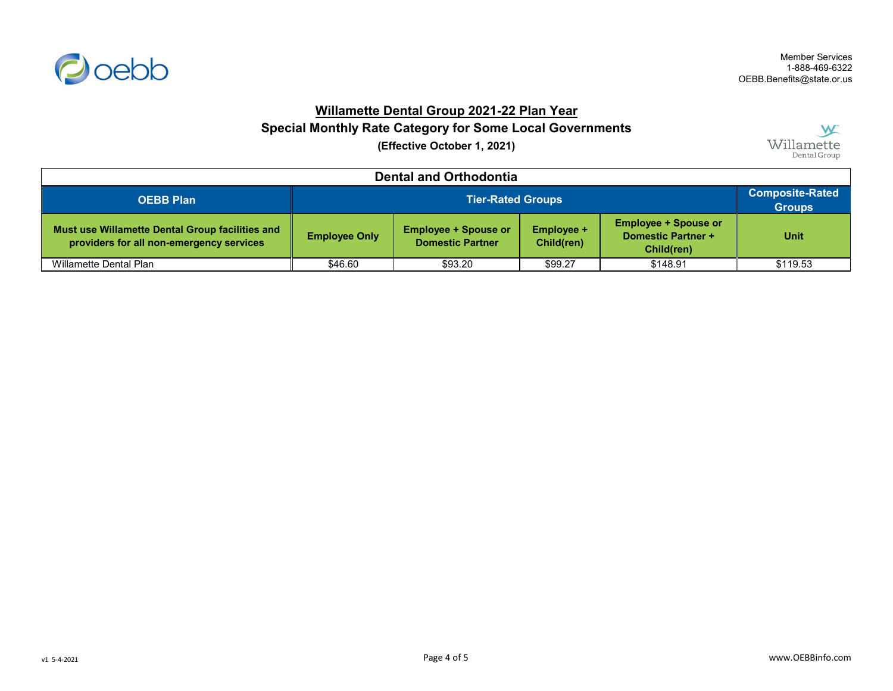Member Services
1-888-469-6322
OEBB.Benefits@state.or.us

## Willamette Dental Group 2021-22 Plan Year

### Special Monthly Rate Category for Some Local Governments

**(Effective October 1, 2021)**

| Dental and Orthodontia | | | | | |
|---|---|---|---|---|---|
| **OEBB Plan** | **Tier-Rated Groups** | | | | **Composite-Rated Groups** |
| **Must use Willamette Dental Group facilities and providers for all non-emergency services** | **Employee Only** | **Employee + Spouse or Domestic Partner** | **Employee + Child(ren)** | **Employee + Spouse or Domestic Partner + Child(ren)** | **Unit** |
| Willamette Dental Plan | $46.60 | $93.20 | $99.27 | $148.91 | $119.53 |

v1 5-4-2021

www.OEBBinfo.com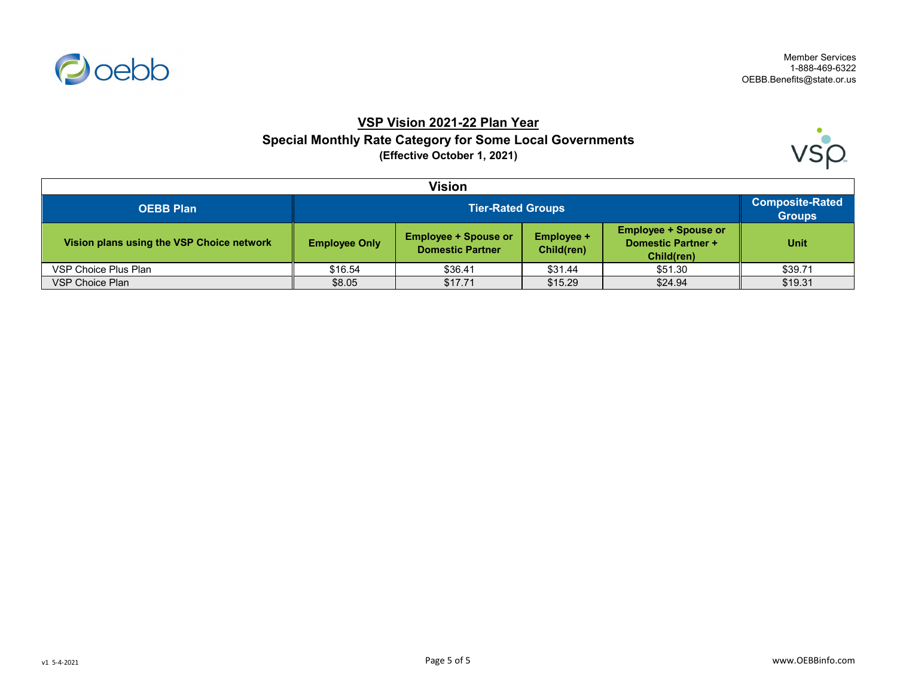Member Services
1-888-469-6322
OEBB.Benefits@state.or.us

# VSP Vision 2021-22 Plan Year

## Special Monthly Rate Category for Some Local Governments

**(Effective October 1, 2021)**

| Vision | | | | | |
|---|---|---|---|---|---|
| **OEBB Plan** | **Tier-Rated Groups** | | | | **Composite-Rated Groups** |
| **Vision plans using the VSP Choice network** | **Employee Only** | **Employee + Spouse or Domestic Partner** | **Employee + Child(ren)** | **Employee + Spouse or Domestic Partner + Child(ren)** | **Unit** |
| VSP Choice Plus Plan | $16.54 | $36.41 | $31.44 | $51.30 | $39.71 |
| VSP Choice Plan | $8.05 | $17.71 | $15.29 | $24.94 | $19.31 |

v1 5-4-2021

www.OEBBinfo.com